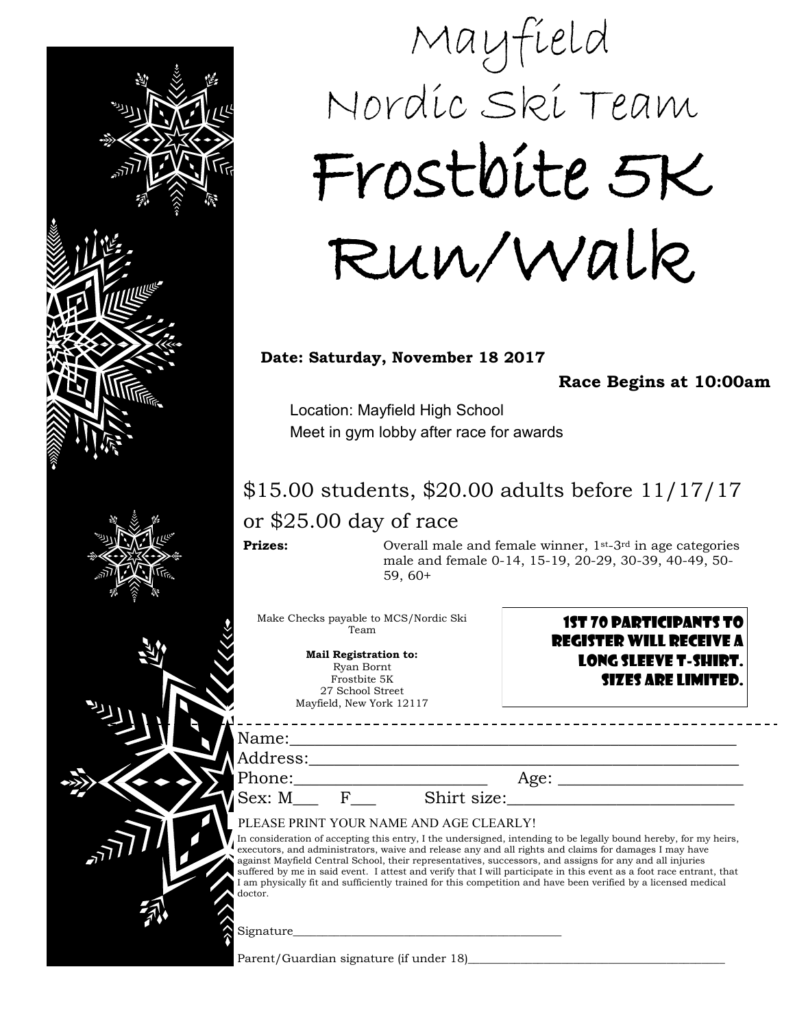# Mayfield Nordic Ski Team

# Frostbite 5K Run/Walk

**Date: Saturday, November 18 2017**

**Race Begins at 10:00am**

Location: Mayfield High School
Meet in gym lobby after race for awards

$15.00 students, $20.00 adults before 11/17/17
or $25.00 day of race

**Prizes:** Overall male and female winner, 1st-3rd in age categories male and female 0-14, 15-19, 20-29, 30-39, 40-49, 50-59, 60+

Make Checks payable to MCS/Nordic Ski Team

**Mail Registration to:**
Ryan Bornt
Frostbite 5K
27 School Street
Mayfield, New York 12117

**1ST 70 PARTICIPANTS TO REGISTER WILL RECEIVE A LONG SLEEVE T-SHIRT. SIZES ARE LIMITED.**

---

Name:_______________________________________________
Address:_____________________________________________
Phone:______________________ Age: ____________________
Sex: M___ F___ Shirt size:__________________________

PLEASE PRINT YOUR NAME AND AGE CLEARLY!

In consideration of accepting this entry, I the undersigned, intending to be legally bound hereby, for my heirs, executors, and administrators, waive and release any and all rights and claims for damages I may have against Mayfield Central School, their representatives, successors, and assigns for any and all injuries suffered by me in said event. I attest and verify that I will participate in this event as a foot race entrant, that I am physically fit and sufficiently trained for this competition and have been verified by a licensed medical doctor.

Signature___________________________________________

Parent/Guardian signature (if under 18)_________________________________________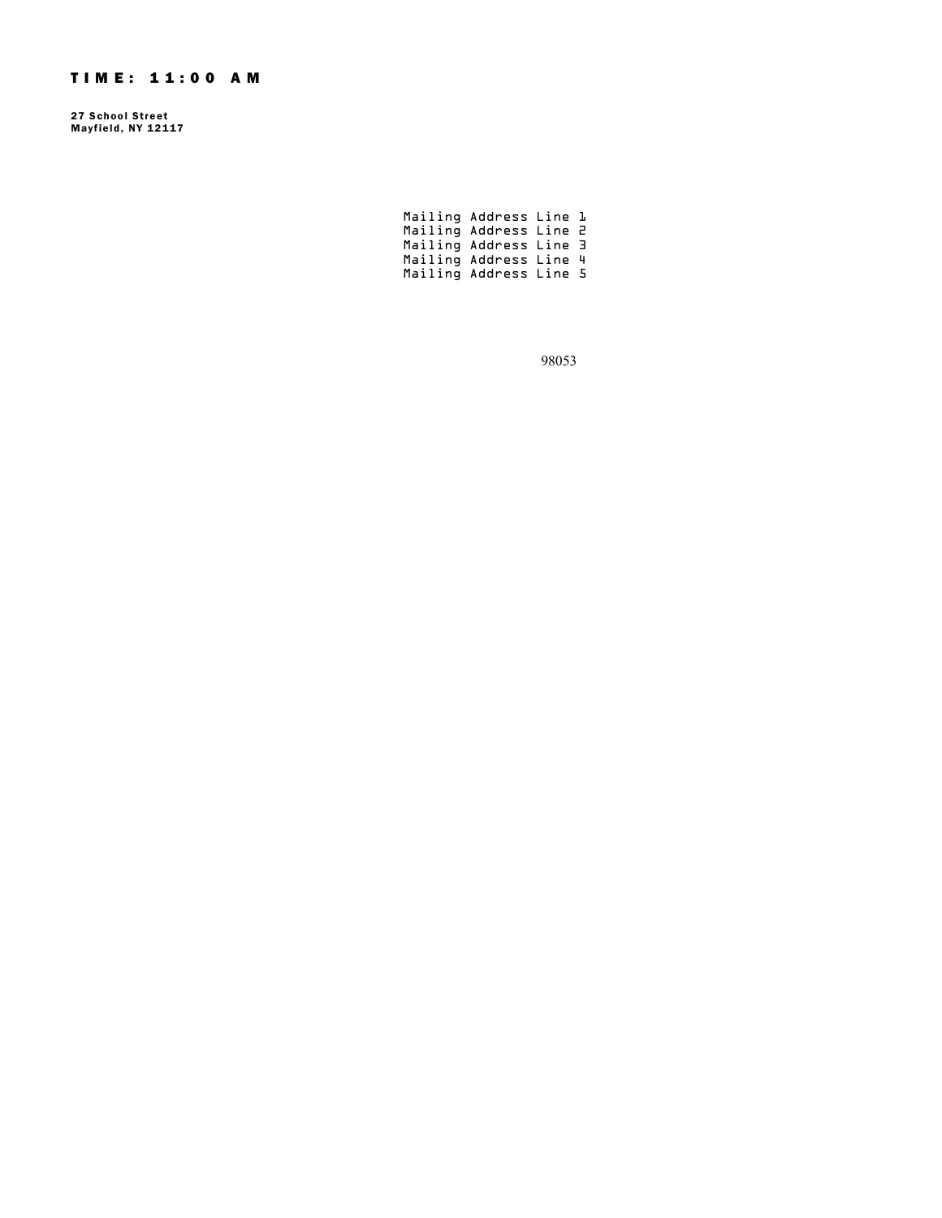**TIME: 11:00 AM**

27 School Street
Mayfield, NY 12117

Mailing Address Line 1
Mailing Address Line 2
Mailing Address Line 3
Mailing Address Line 4
Mailing Address Line 5

98053